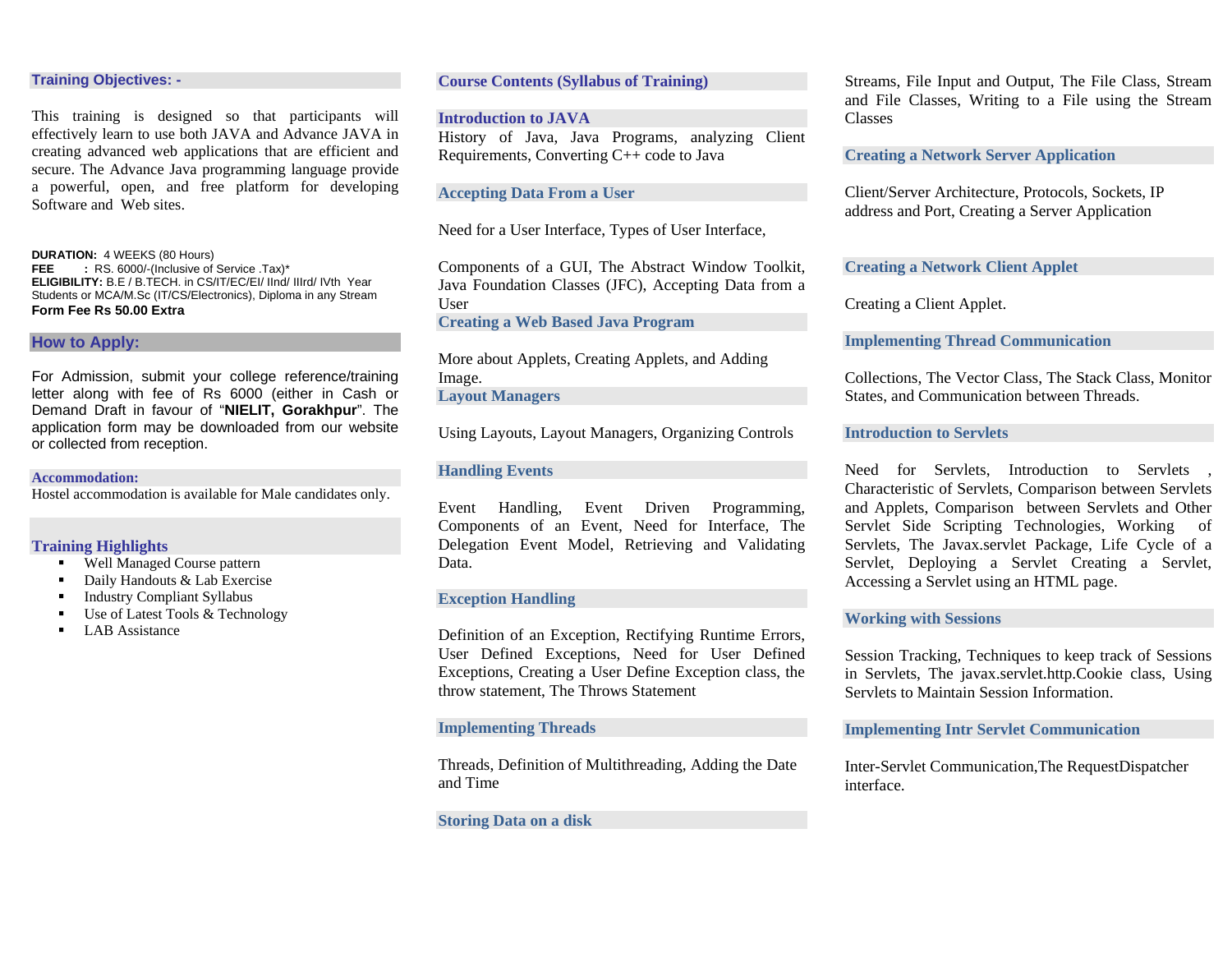## Training Objectives: -

This training is designed so that participants will effectively learn to use both JAVA and Advance JAVA in creating advanced web applications that are efficient and secure. The Advance Java programming language provide a powerful, open, and free platform for developing Software and Web sites.

**DURATION:** 4 WEEKS (80 Hours)
**FEE :** RS. 6000/-(Inclusive of Service .Tax)*
**ELIGIBILITY:** B.E / B.TECH. in CS/IT/EC/EI/ IInd/ IIIrd/ IVth Year Students or MCA/M.Sc (IT/CS/Electronics), Diploma in any Stream
**Form Fee Rs 50.00 Extra**

## How to Apply:

For Admission, submit your college reference/training letter along with fee of Rs 6000 (either in Cash or Demand Draft in favour of "**NIELIT, Gorakhpur**". The application form may be downloaded from our website or collected from reception.

### Accommodation:

Hostel accommodation is available for Male candidates only.

## Training Highlights

- Well Managed Course pattern
- Daily Handouts & Lab Exercise
- Industry Compliant Syllabus
- Use of Latest Tools & Technology
- LAB Assistance

## Course Contents (Syllabus of Training)

### Introduction to JAVA

History of Java, Java Programs, analyzing Client Requirements, Converting C++ code to Java

### Accepting Data From a User

Need for a User Interface, Types of User Interface,

Components of a GUI, The Abstract Window Toolkit, Java Foundation Classes (JFC), Accepting Data from a User

### Creating a Web Based Java Program

More about Applets, Creating Applets, and Adding Image.

### Layout Managers

Using Layouts, Layout Managers, Organizing Controls

### Handling Events

Event Handling, Event Driven Programming, Components of an Event, Need for Interface, The Delegation Event Model, Retrieving and Validating Data.

### Exception Handling

Definition of an Exception, Rectifying Runtime Errors, User Defined Exceptions, Need for User Defined Exceptions, Creating a User Define Exception class, the throw statement, The Throws Statement

### Implementing Threads

Threads, Definition of Multithreading, Adding the Date and Time

### Storing Data on a disk

Streams, File Input and Output, The File Class, Stream and File Classes, Writing to a File using the Stream Classes

### Creating a Network Server Application

Client/Server Architecture, Protocols, Sockets, IP address and Port, Creating a Server Application

### Creating a Network Client Applet

Creating a Client Applet.

### Implementing Thread Communication

Collections, The Vector Class, The Stack Class, Monitor States, and Communication between Threads.

### Introduction to Servlets

Need for Servlets, Introduction to Servlets , Characteristic of Servlets, Comparison between Servlets and Applets, Comparison between Servlets and Other Servlet Side Scripting Technologies, Working of Servlets, The Javax.servlet Package, Life Cycle of a Servlet, Deploying a Servlet Creating a Servlet, Accessing a Servlet using an HTML page.

### Working with Sessions

Session Tracking, Techniques to keep track of Sessions in Servlets, The javax.servlet.http.Cookie class, Using Servlets to Maintain Session Information.

### Implementing Intr Servlet Communication

Inter-Servlet Communication,The RequestDispatcher interface.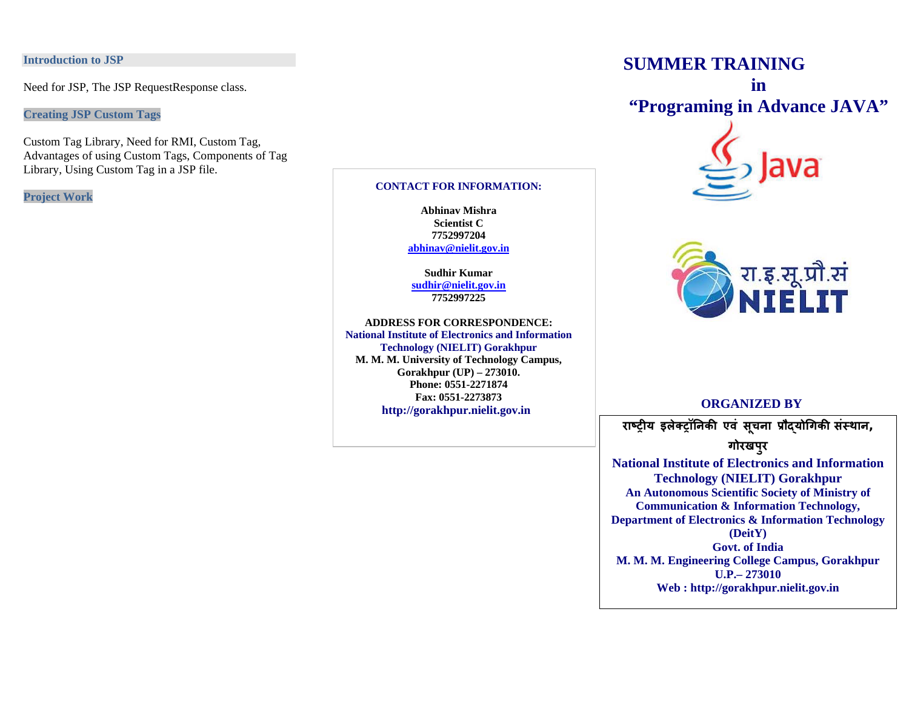### Introduction to JSP

Need for JSP, The JSP RequestResponse class.

### Creating JSP Custom Tags

Custom Tag Library, Need for RMI, Custom Tag, Advantages of using Custom Tags, Components of Tag Library, Using Custom Tag in a JSP file.

### Project Work

**CONTACT FOR INFORMATION:**

**Abhinav Mishra**
**Scientist C**
**7752997204**
**abhinav@nielit.gov.in**

**Sudhir Kumar**
**sudhir@nielit.gov.in**
**7752997225**

**ADDRESS FOR CORRESPONDENCE:**
**National Institute of Electronics and Information Technology (NIELIT) Gorakhpur**
**M. M. M. University of Technology Campus,**
**Gorakhpur (UP) – 273010.**
**Phone: 0551-2271874**
**Fax: 0551-2273873**
**http://gorakhpur.nielit.gov.in**

# SUMMER TRAINING in "Programing in Advance JAVA"

Java

रा.इ.सू.प्रौ.सं
NIELIT

**ORGANIZED BY**

**राष्ट्रीय इलेक्ट्रॉनिकी एवं सूचना प्रौद्योगिकी संस्थान, गोरखपुर**

**National Institute of Electronics and Information Technology (NIELIT) Gorakhpur**
**An Autonomous Scientific Society of Ministry of Communication & Information Technology,**
**Department of Electronics & Information Technology (DeitY)**
**Govt. of India**
**M. M. M. Engineering College Campus, Gorakhpur**
**U.P.– 273010**
**Web : http://gorakhpur.nielit.gov.in**